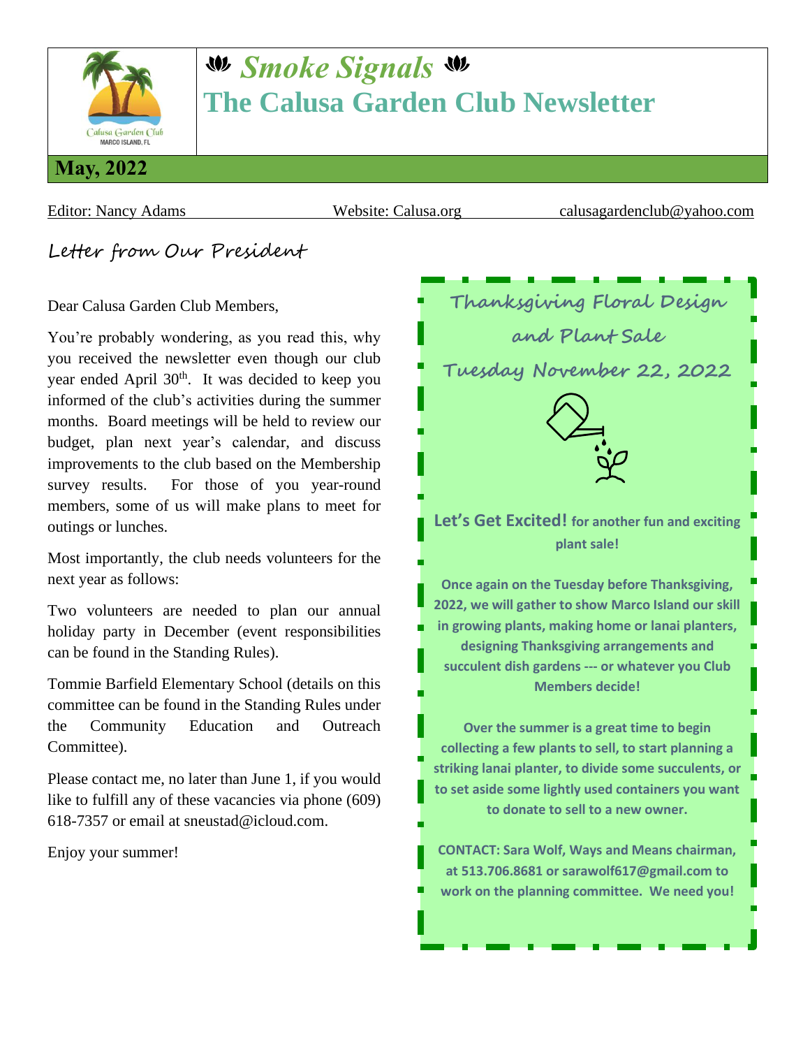# *Smoke Signals*

# The Calusa Garden Club Newsletter

**May, 2022**

Editor: Nancy Adams Website: Calusa.org calusagardenclub@yahoo.com

## Letter from Our President

Dear Calusa Garden Club Members,

You're probably wondering, as you read this, why you received the newsletter even though our club year ended April 30th. It was decided to keep you informed of the club's activities during the summer months. Board meetings will be held to review our budget, plan next year's calendar, and discuss improvements to the club based on the Membership survey results. For those of you year-round members, some of us will make plans to meet for outings or lunches.

Most importantly, the club needs volunteers for the next year as follows:

Two volunteers are needed to plan our annual holiday party in December (event responsibilities can be found in the Standing Rules).

Tommie Barfield Elementary School (details on this committee can be found in the Standing Rules under the Community Education and Outreach Committee).

Please contact me, no later than June 1, if you would like to fulfill any of these vacancies via phone (609) 618-7357 or email at sneustad@icloud.com.

Enjoy your summer!

## Thanksgiving Floral Design and Plant Sale

## Tuesday November 22, 2022

**Let's Get Excited! for another fun and exciting plant sale!**

**Once again on the Tuesday before Thanksgiving, 2022, we will gather to show Marco Island our skill in growing plants, making home or lanai planters, designing Thanksgiving arrangements and succulent dish gardens --- or whatever you Club Members decide!**

**Over the summer is a great time to begin collecting a few plants to sell, to start planning a striking lanai planter, to divide some succulents, or to set aside some lightly used containers you want to donate to sell to a new owner.**

**CONTACT: Sara Wolf, Ways and Means chairman, at 513.706.8681 or sarawolf617@gmail.com to work on the planning committee. We need you!**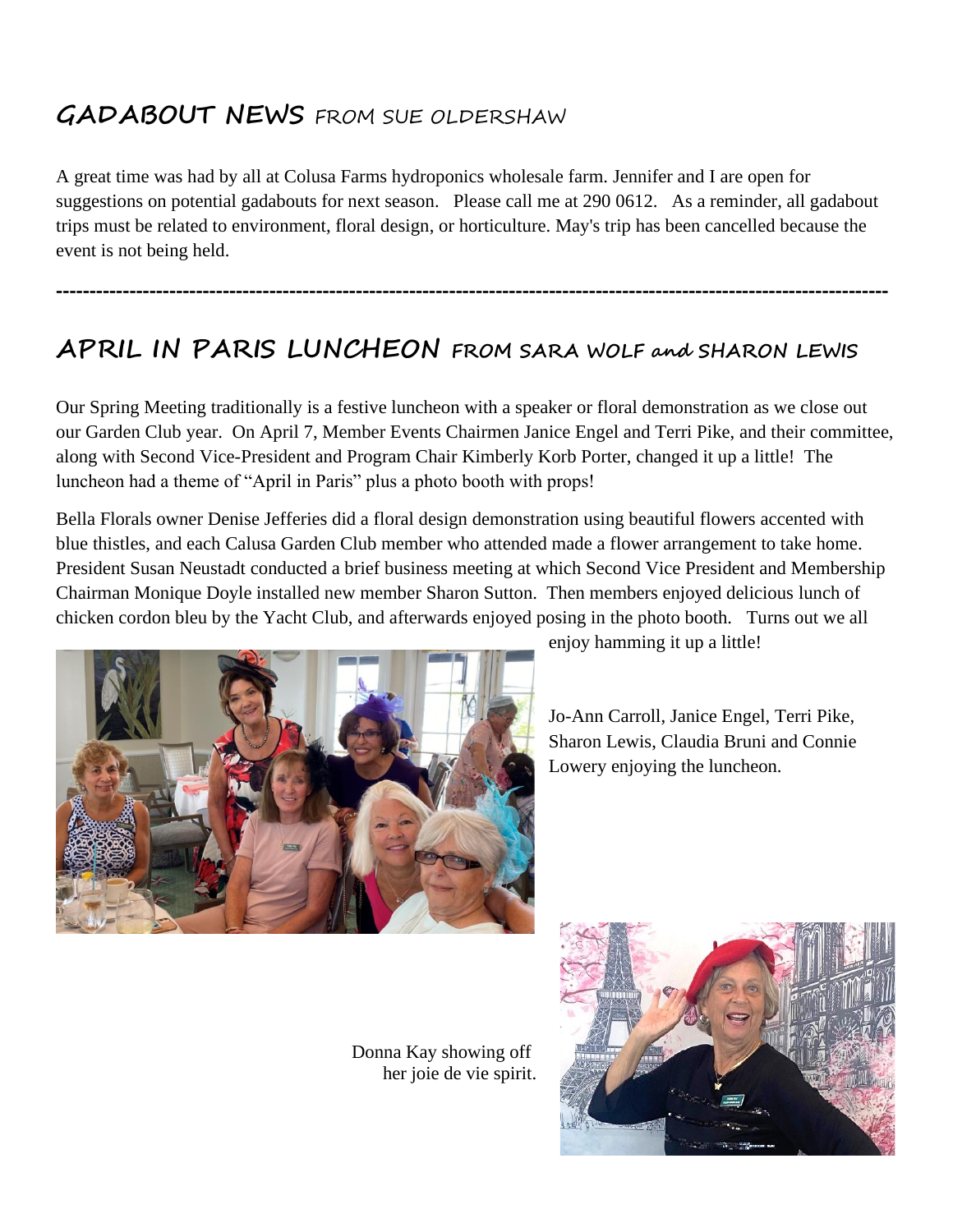## GADABOUT NEWS FROM SUE OLDERSHAW

A great time was had by all at Colusa Farms hydroponics wholesale farm. Jennifer and I are open for suggestions on potential gadabouts for next season. Please call me at 290 0612. As a reminder, all gadabout trips must be related to environment, floral design, or horticulture. May's trip has been cancelled because the event is not being held.

---

## APRIL IN PARIS LUNCHEON FROM SARA WOLF and SHARON LEWIS

Our Spring Meeting traditionally is a festive luncheon with a speaker or floral demonstration as we close out our Garden Club year. On April 7, Member Events Chairmen Janice Engel and Terri Pike, and their committee, along with Second Vice-President and Program Chair Kimberly Korb Porter, changed it up a little! The luncheon had a theme of "April in Paris" plus a photo booth with props!

Bella Florals owner Denise Jefferies did a floral design demonstration using beautiful flowers accented with blue thistles, and each Calusa Garden Club member who attended made a flower arrangement to take home. President Susan Neustadt conducted a brief business meeting at which Second Vice President and Membership Chairman Monique Doyle installed new member Sharon Sutton. Then members enjoyed delicious lunch of chicken cordon bleu by the Yacht Club, and afterwards enjoyed posing in the photo booth. Turns out we all enjoy hamming it up a little!

Jo-Ann Carroll, Janice Engel, Terri Pike, Sharon Lewis, Claudia Bruni and Connie Lowery enjoying the luncheon.

Donna Kay showing off her joie de vie spirit.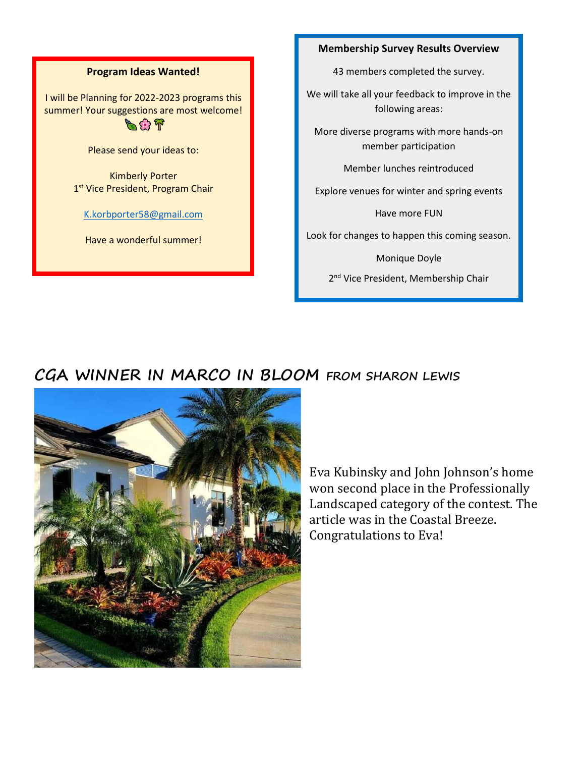**Program Ideas Wanted!**

I will be Planning for 2022-2023 programs this summer! Your suggestions are most welcome! 🍃🌸🌴

Please send your ideas to:

Kimberly Porter
1st Vice President, Program Chair

K.korbporter58@gmail.com

Have a wonderful summer!

**Membership Survey Results Overview**

43 members completed the survey.

We will take all your feedback to improve in the following areas:

More diverse programs with more hands-on member participation

Member lunches reintroduced

Explore venues for winter and spring events

Have more FUN

Look for changes to happen this coming season.

Monique Doyle

2nd Vice President, Membership Chair

## CGA WINNER IN MARCO IN BLOOM *FROM SHARON LEWIS*

Eva Kubinsky and John Johnson's home won second place in the Professionally Landscaped category of the contest. The article was in the Coastal Breeze. Congratulations to Eva!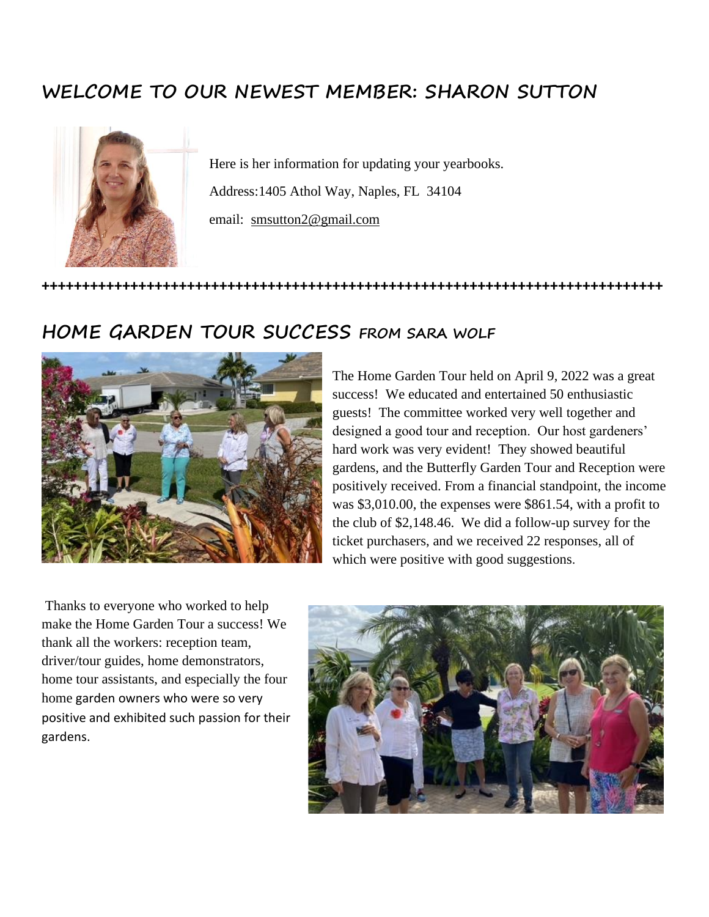## WELCOME TO OUR NEWEST MEMBER: SHARON SUTTON

Here is her information for updating your yearbooks.

Address:1405 Athol Way, Naples, FL  34104

email:  smsutton2@gmail.com

++++++++++++++++++++++++++++++++++++++++++++++++++++++++++++++++++++++++++++++++

## HOME GARDEN TOUR SUCCESS FROM SARA WOLF

The Home Garden Tour held on April 9, 2022 was a great success! We educated and entertained 50 enthusiastic guests! The committee worked very well together and designed a good tour and reception. Our host gardeners' hard work was very evident! They showed beautiful gardens, and the Butterfly Garden Tour and Reception were positively received. From a financial standpoint, the income was $3,010.00, the expenses were $861.54, with a profit to the club of $2,148.46. We did a follow-up survey for the ticket purchasers, and we received 22 responses, all of which were positive with good suggestions.

Thanks to everyone who worked to help make the Home Garden Tour a success! We thank all the workers: reception team, driver/tour guides, home demonstrators, home tour assistants, and especially the four home garden owners who were so very positive and exhibited such passion for their gardens.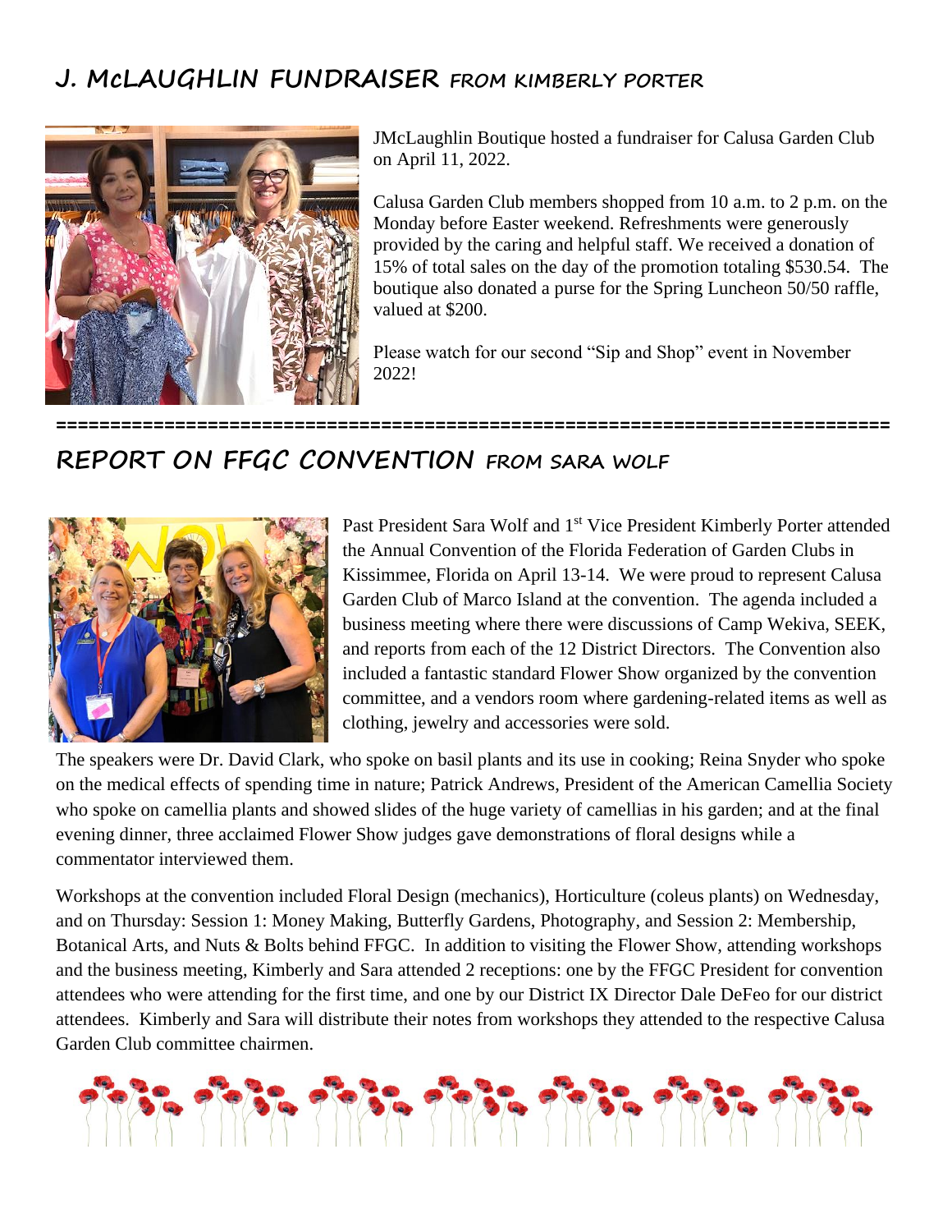## J. McLAUGHLIN FUNDRAISER FROM KIMBERLY PORTER

JMcLaughlin Boutique hosted a fundraiser for Calusa Garden Club on April 11, 2022.

Calusa Garden Club members shopped from 10 a.m. to 2 p.m. on the Monday before Easter weekend. Refreshments were generously provided by the caring and helpful staff. We received a donation of 15% of total sales on the day of the promotion totaling $530.54. The boutique also donated a purse for the Spring Luncheon 50/50 raffle, valued at $200.

Please watch for our second "Sip and Shop" event in November 2022!

================================================================================

## REPORT ON FFGC CONVENTION FROM SARA WOLF

Past President Sara Wolf and 1st Vice President Kimberly Porter attended the Annual Convention of the Florida Federation of Garden Clubs in Kissimmee, Florida on April 13-14. We were proud to represent Calusa Garden Club of Marco Island at the convention. The agenda included a business meeting where there were discussions of Camp Wekiva, SEEK, and reports from each of the 12 District Directors. The Convention also included a fantastic standard Flower Show organized by the convention committee, and a vendors room where gardening-related items as well as clothing, jewelry and accessories were sold.

The speakers were Dr. David Clark, who spoke on basil plants and its use in cooking; Reina Snyder who spoke on the medical effects of spending time in nature; Patrick Andrews, President of the American Camellia Society who spoke on camellia plants and showed slides of the huge variety of camellias in his garden; and at the final evening dinner, three acclaimed Flower Show judges gave demonstrations of floral designs while a commentator interviewed them.

Workshops at the convention included Floral Design (mechanics), Horticulture (coleus plants) on Wednesday, and on Thursday: Session 1: Money Making, Butterfly Gardens, Photography, and Session 2: Membership, Botanical Arts, and Nuts & Bolts behind FFGC. In addition to visiting the Flower Show, attending workshops and the business meeting, Kimberly and Sara attended 2 receptions: one by the FFGC President for convention attendees who were attending for the first time, and one by our District IX Director Dale DeFeo for our district attendees. Kimberly and Sara will distribute their notes from workshops they attended to the respective Calusa Garden Club committee chairmen.